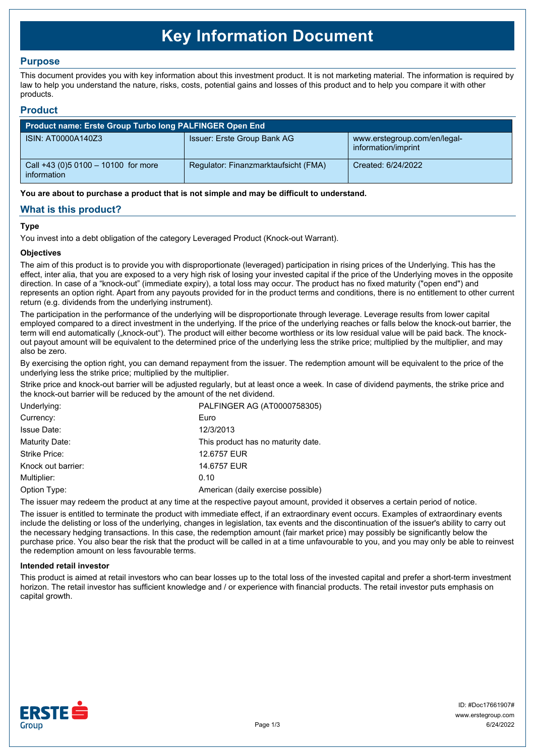# Key Information Document

## Purpose

This document provides you with key information about this investment product. It is not marketing material. The information is required by law to help you understand the nature, risks, costs, potential gains and losses of this product and to help you compare it with other products.

## Product

| Product name: Erste Group Turbo long PALFINGER Open End | | |
|---|---|---|
| ISIN: AT0000A140Z3 | Issuer: Erste Group Bank AG | www.erstegroup.com/en/legal-information/imprint |
| Call +43 (0)5 0100 – 10100 for more information | Regulator: Finanzmarktaufsicht (FMA) | Created: 6/24/2022 |

**You are about to purchase a product that is not simple and may be difficult to understand.**

## What is this product?

### Type

You invest into a debt obligation of the category Leveraged Product (Knock-out Warrant).

### Objectives

The aim of this product is to provide you with disproportionate (leveraged) participation in rising prices of the Underlying. This has the effect, inter alia, that you are exposed to a very high risk of losing your invested capital if the price of the Underlying moves in the opposite direction. In case of a "knock-out" (immediate expiry), a total loss may occur. The product has no fixed maturity ("open end") and represents an option right. Apart from any payouts provided for in the product terms and conditions, there is no entitlement to other current return (e.g. dividends from the underlying instrument).

The participation in the performance of the underlying will be disproportionate through leverage. Leverage results from lower capital employed compared to a direct investment in the underlying. If the price of the underlying reaches or falls below the knock-out barrier, the term will end automatically („knock-out"). The product will either become worthless or its low residual value will be paid back. The knock-out payout amount will be equivalent to the determined price of the underlying less the strike price; multiplied by the multiplier, and may also be zero.

By exercising the option right, you can demand repayment from the issuer. The redemption amount will be equivalent to the price of the underlying less the strike price; multiplied by the multiplier.

Strike price and knock-out barrier will be adjusted regularly, but at least once a week. In case of dividend payments, the strike price and the knock-out barrier will be reduced by the amount of the net dividend.

| | |
|---|---|
| Underlying: | PALFINGER AG (AT0000758305) |
| Currency: | Euro |
| Issue Date: | 12/3/2013 |
| Maturity Date: | This product has no maturity date. |
| Strike Price: | 12.6757 EUR |
| Knock out barrier: | 14.6757 EUR |
| Multiplier: | 0.10 |
| Option Type: | American (daily exercise possible) |

The issuer may redeem the product at any time at the respective payout amount, provided it observes a certain period of notice.

The issuer is entitled to terminate the product with immediate effect, if an extraordinary event occurs. Examples of extraordinary events include the delisting or loss of the underlying, changes in legislation, tax events and the discontinuation of the issuer's ability to carry out the necessary hedging transactions. In this case, the redemption amount (fair market price) may possibly be significantly below the purchase price. You also bear the risk that the product will be called in at a time unfavourable to you, and you may only be able to reinvest the redemption amount on less favourable terms.

### Intended retail investor

This product is aimed at retail investors who can bear losses up to the total loss of the invested capital and prefer a short-term investment horizon. The retail investor has sufficient knowledge and / or experience with financial products. The retail investor puts emphasis on capital growth.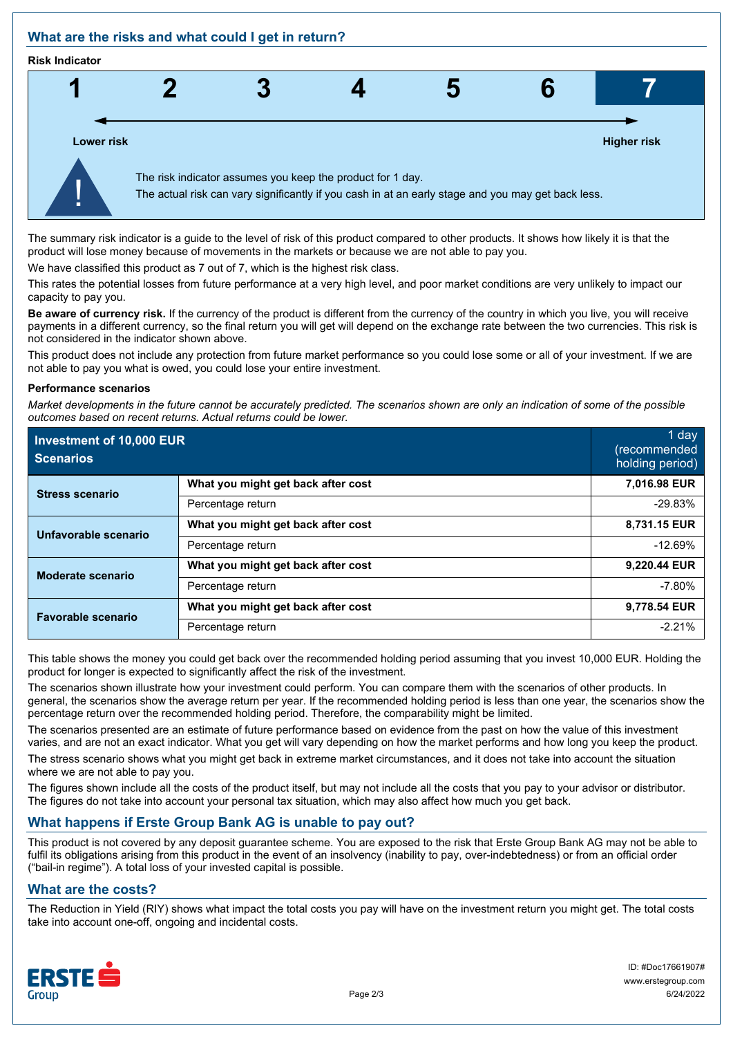## What are the risks and what could I get in return?

**Risk Indicator**

| 1 | 2 | 3 | 4 | 5 | 6 | **7** |
|---|---|---|---|---|---|---|

**Lower risk** → **Higher risk**

The risk indicator assumes you keep the product for 1 day.
The actual risk can vary significantly if you cash in at an early stage and you may get back less.

The summary risk indicator is a guide to the level of risk of this product compared to other products. It shows how likely it is that the product will lose money because of movements in the markets or because we are not able to pay you.

We have classified this product as 7 out of 7, which is the highest risk class.

This rates the potential losses from future performance at a very high level, and poor market conditions are very unlikely to impact our capacity to pay you.

**Be aware of currency risk.** If the currency of the product is different from the currency of the country in which you live, you will receive payments in a different currency, so the final return you will get will depend on the exchange rate between the two currencies. This risk is not considered in the indicator shown above.

This product does not include any protection from future market performance so you could lose some or all of your investment. If we are not able to pay you what is owed, you could lose your entire investment.

**Performance scenarios**

*Market developments in the future cannot be accurately predicted. The scenarios shown are only an indication of some of the possible outcomes based on recent returns. Actual returns could be lower.*

| Investment of 10,000 EUR<br>Scenarios | | 1 day (recommended holding period) |
|---|---|---|
| **Stress scenario** | **What you might get back after cost** | **7,016.98 EUR** |
| | Percentage return | -29.83% |
| **Unfavorable scenario** | **What you might get back after cost** | **8,731.15 EUR** |
| | Percentage return | -12.69% |
| **Moderate scenario** | **What you might get back after cost** | **9,220.44 EUR** |
| | Percentage return | -7.80% |
| **Favorable scenario** | **What you might get back after cost** | **9,778.54 EUR** |
| | Percentage return | -2.21% |

This table shows the money you could get back over the recommended holding period assuming that you invest 10,000 EUR. Holding the product for longer is expected to significantly affect the risk of the investment.

The scenarios shown illustrate how your investment could perform. You can compare them with the scenarios of other products. In general, the scenarios show the average return per year. If the recommended holding period is less than one year, the scenarios show the percentage return over the recommended holding period. Therefore, the comparability might be limited.

The scenarios presented are an estimate of future performance based on evidence from the past on how the value of this investment varies, and are not an exact indicator. What you get will vary depending on how the market performs and how long you keep the product.

The stress scenario shows what you might get back in extreme market circumstances, and it does not take into account the situation where we are not able to pay you.

The figures shown include all the costs of the product itself, but may not include all the costs that you pay to your advisor or distributor. The figures do not take into account your personal tax situation, which may also affect how much you get back.

## What happens if Erste Group Bank AG is unable to pay out?

This product is not covered by any deposit guarantee scheme. You are exposed to the risk that Erste Group Bank AG may not be able to fulfil its obligations arising from this product in the event of an insolvency (inability to pay, over-indebtedness) or from an official order ("bail-in regime"). A total loss of your invested capital is possible.

## What are the costs?

The Reduction in Yield (RIY) shows what impact the total costs you pay will have on the investment return you might get. The total costs take into account one-off, ongoing and incidental costs.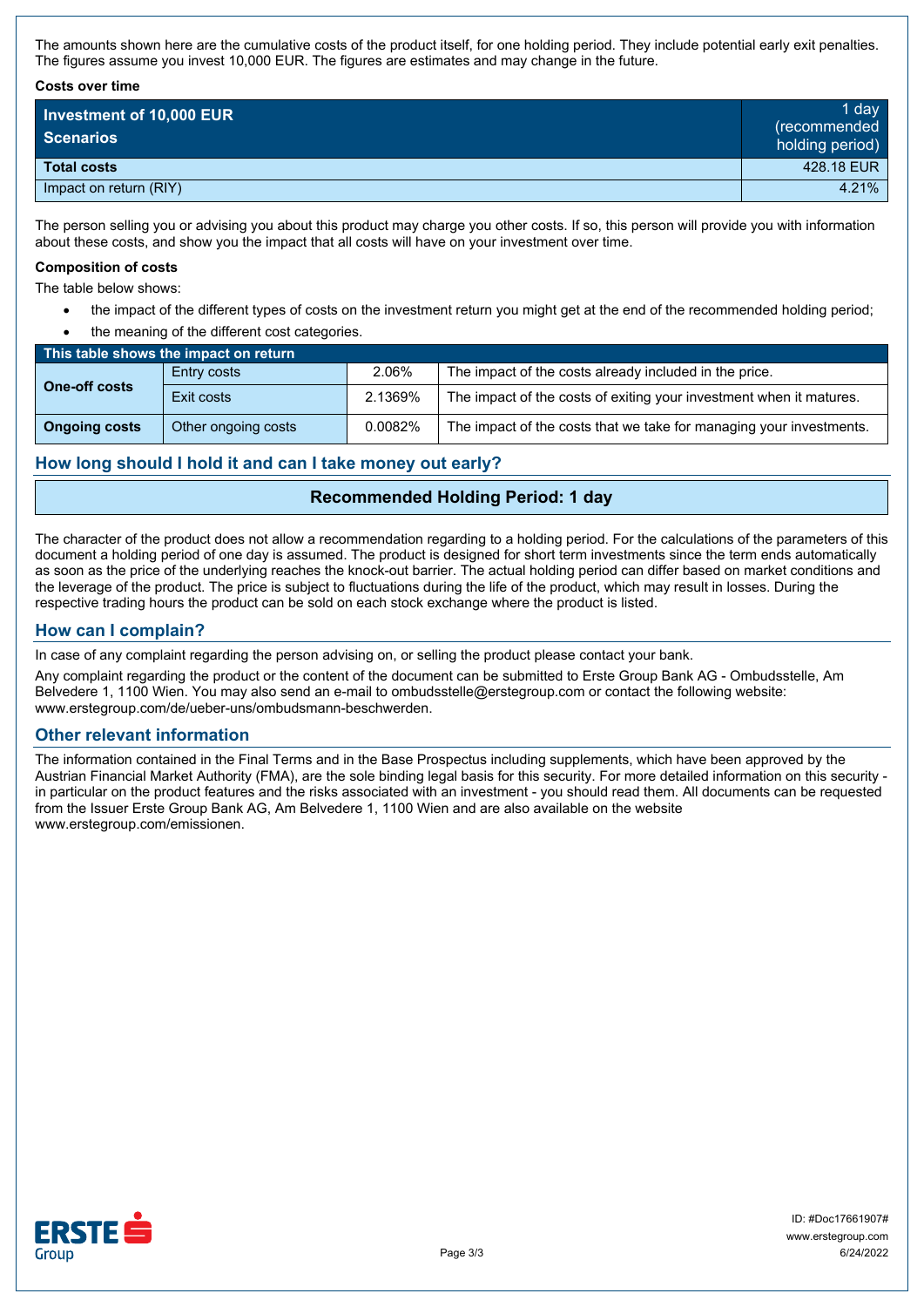The amounts shown here are the cumulative costs of the product itself, for one holding period. They include potential early exit penalties. The figures assume you invest 10,000 EUR. The figures are estimates and may change in the future.

**Costs over time**

| **Investment of 10,000 EUR** **Scenarios** | 1 day (recommended holding period) |
|---|---|
| **Total costs** | 428.18 EUR |
| Impact on return (RIY) | 4.21% |

The person selling you or advising you about this product may charge you other costs. If so, this person will provide you with information about these costs, and show you the impact that all costs will have on your investment over time.

**Composition of costs**

The table below shows:

- the impact of the different types of costs on the investment return you might get at the end of the recommended holding period;
- the meaning of the different cost categories.

| This table shows the impact on return | | | |
|---|---|---|---|
| **One-off costs** | Entry costs | 2.06% | The impact of the costs already included in the price. |
| | Exit costs | 2.1369% | The impact of the costs of exiting your investment when it matures. |
| **Ongoing costs** | Other ongoing costs | 0.0082% | The impact of the costs that we take for managing your investments. |

## How long should I hold it and can I take money out early?

**Recommended Holding Period: 1 day**

The character of the product does not allow a recommendation regarding to a holding period. For the calculations of the parameters of this document a holding period of one day is assumed. The product is designed for short term investments since the term ends automatically as soon as the price of the underlying reaches the knock-out barrier. The actual holding period can differ based on market conditions and the leverage of the product. The price is subject to fluctuations during the life of the product, which may result in losses. During the respective trading hours the product can be sold on each stock exchange where the product is listed.

## How can I complain?

In case of any complaint regarding the person advising on, or selling the product please contact your bank.

Any complaint regarding the product or the content of the document can be submitted to Erste Group Bank AG - Ombudsstelle, Am Belvedere 1, 1100 Wien. You may also send an e-mail to ombudsstelle@erstegroup.com or contact the following website: www.erstegroup.com/de/ueber-uns/ombudsmann-beschwerden.

## Other relevant information

The information contained in the Final Terms and in the Base Prospectus including supplements, which have been approved by the Austrian Financial Market Authority (FMA), are the sole binding legal basis for this security. For more detailed information on this security - in particular on the product features and the risks associated with an investment - you should read them. All documents can be requested from the Issuer Erste Group Bank AG, Am Belvedere 1, 1100 Wien and are also available on the website www.erstegroup.com/emissionen.

ID: #Doc17661907#
www.erstegroup.com
6/24/2022